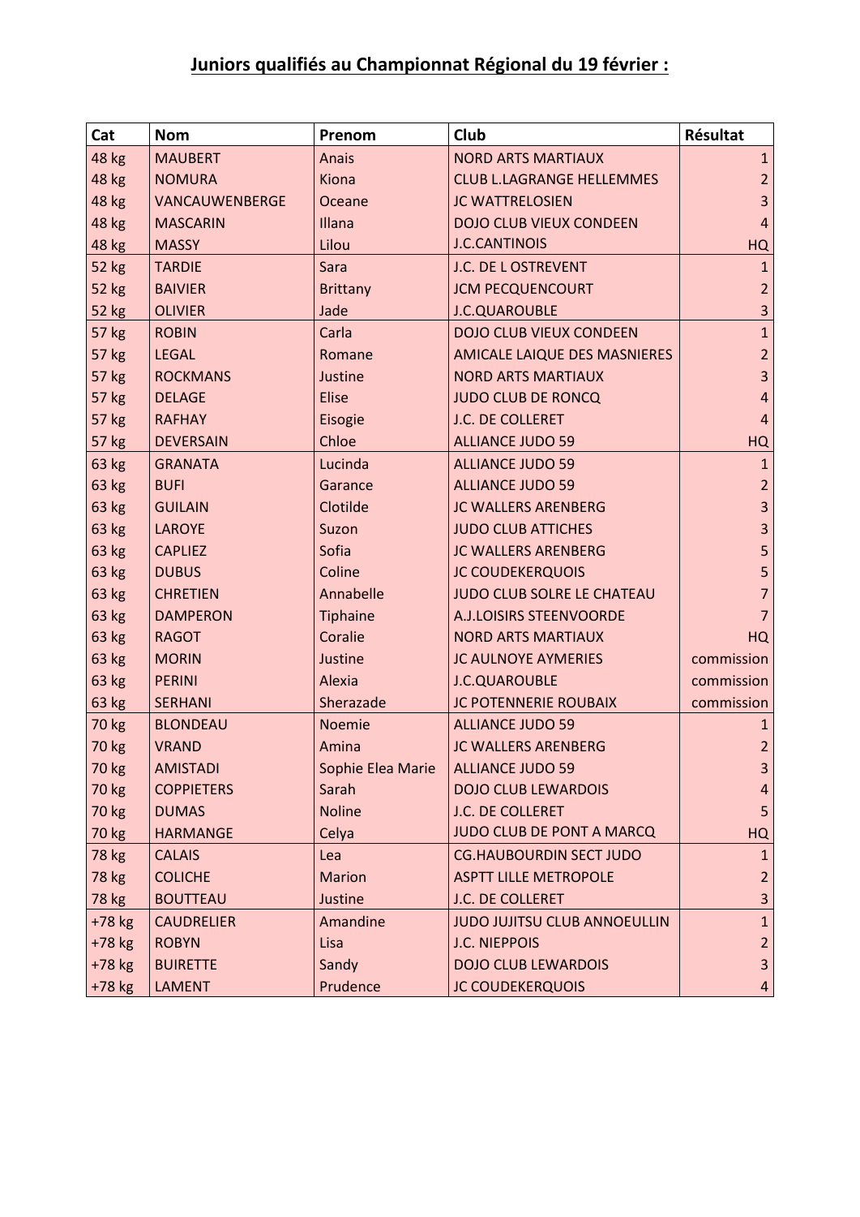**Juniors qualifiés au Championnat Régional du 19 février :**

| Cat | Nom | Prenom | Club | Résultat |
|---|---|---|---|---|
| 48 kg | MAUBERT | Anais | NORD ARTS MARTIAUX | 1 |
| 48 kg | NOMURA | Kiona | CLUB L.LAGRANGE HELLEMMES | 2 |
| 48 kg | VANCAUWENBERGE | Oceane | JC WATTRELOSIEN | 3 |
| 48 kg | MASCARIN | Illana | DOJO CLUB VIEUX CONDEEN | 4 |
| 48 kg | MASSY | Lilou | J.C.CANTINOIS | HQ |
| 52 kg | TARDIE | Sara | J.C. DE L OSTREVENT | 1 |
| 52 kg | BAIVIER | Brittany | JCM PECQUENCOURT | 2 |
| 52 kg | OLIVIER | Jade | J.C.QUAROUBLE | 3 |
| 57 kg | ROBIN | Carla | DOJO CLUB VIEUX CONDEEN | 1 |
| 57 kg | LEGAL | Romane | AMICALE LAIQUE DES MASNIERES | 2 |
| 57 kg | ROCKMANS | Justine | NORD ARTS MARTIAUX | 3 |
| 57 kg | DELAGE | Elise | JUDO CLUB DE RONCQ | 4 |
| 57 kg | RAFHAY | Eisogie | J.C. DE COLLERET | 4 |
| 57 kg | DEVERSAIN | Chloe | ALLIANCE JUDO 59 | HQ |
| 63 kg | GRANATA | Lucinda | ALLIANCE JUDO 59 | 1 |
| 63 kg | BUFI | Garance | ALLIANCE JUDO 59 | 2 |
| 63 kg | GUILAIN | Clotilde | JC WALLERS ARENBERG | 3 |
| 63 kg | LAROYE | Suzon | JUDO CLUB ATTICHES | 3 |
| 63 kg | CAPLIEZ | Sofia | JC WALLERS ARENBERG | 5 |
| 63 kg | DUBUS | Coline | JC COUDEKERQUOIS | 5 |
| 63 kg | CHRETIEN | Annabelle | JUDO CLUB SOLRE LE CHATEAU | 7 |
| 63 kg | DAMPERON | Tiphaine | A.J.LOISIRS STEENVOORDE | 7 |
| 63 kg | RAGOT | Coralie | NORD ARTS MARTIAUX | HQ |
| 63 kg | MORIN | Justine | JC AULNOYE AYMERIES | commission |
| 63 kg | PERINI | Alexia | J.C.QUAROUBLE | commission |
| 63 kg | SERHANI | Sherazade | JC POTENNERIE ROUBAIX | commission |
| 70 kg | BLONDEAU | Noemie | ALLIANCE JUDO 59 | 1 |
| 70 kg | VRAND | Amina | JC WALLERS ARENBERG | 2 |
| 70 kg | AMISTADI | Sophie Elea Marie | ALLIANCE JUDO 59 | 3 |
| 70 kg | COPPIETERS | Sarah | DOJO CLUB LEWARDOIS | 4 |
| 70 kg | DUMAS | Noline | J.C. DE COLLERET | 5 |
| 70 kg | HARMANGE | Celya | JUDO CLUB DE PONT A MARCQ | HQ |
| 78 kg | CALAIS | Lea | CG.HAUBOURDIN SECT JUDO | 1 |
| 78 kg | COLICHE | Marion | ASPTT LILLE METROPOLE | 2 |
| 78 kg | BOUTTEAU | Justine | J.C. DE COLLERET | 3 |
| +78 kg | CAUDRELIER | Amandine | JUDO JUJITSU CLUB ANNOEULLIN | 1 |
| +78 kg | ROBYN | Lisa | J.C. NIEPPOIS | 2 |
| +78 kg | BUIRETTE | Sandy | DOJO CLUB LEWARDOIS | 3 |
| +78 kg | LAMENT | Prudence | JC COUDEKERQUOIS | 4 |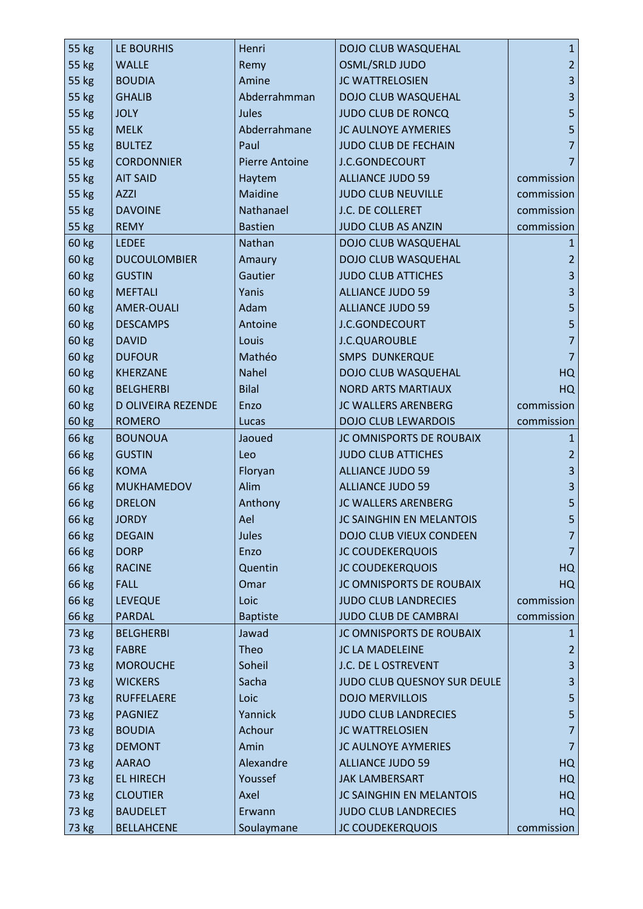| | | | | |
|---|---|---|---|---|
| 55 kg | LE BOURHIS | Henri | DOJO CLUB WASQUEHAL | 1 |
| 55 kg | WALLE | Remy | OSML/SRLD JUDO | 2 |
| 55 kg | BOUDIA | Amine | JC WATTRELOSIEN | 3 |
| 55 kg | GHALIB | Abderrahmman | DOJO CLUB WASQUEHAL | 3 |
| 55 kg | JOLY | Jules | JUDO CLUB DE RONCQ | 5 |
| 55 kg | MELK | Abderrahmane | JC AULNOYE AYMERIES | 5 |
| 55 kg | BULTEZ | Paul | JUDO CLUB DE FECHAIN | 7 |
| 55 kg | CORDONNIER | Pierre Antoine | J.C.GONDECOURT | 7 |
| 55 kg | AIT SAID | Haytem | ALLIANCE JUDO 59 | commission |
| 55 kg | AZZI | Maidine | JUDO CLUB NEUVILLE | commission |
| 55 kg | DAVOINE | Nathanael | J.C. DE COLLERET | commission |
| 55 kg | REMY | Bastien | JUDO CLUB AS ANZIN | commission |
| 60 kg | LEDEE | Nathan | DOJO CLUB WASQUEHAL | 1 |
| 60 kg | DUCOULOMBIER | Amaury | DOJO CLUB WASQUEHAL | 2 |
| 60 kg | GUSTIN | Gautier | JUDO CLUB ATTICHES | 3 |
| 60 kg | MEFTALI | Yanis | ALLIANCE JUDO 59 | 3 |
| 60 kg | AMER-OUALI | Adam | ALLIANCE JUDO 59 | 5 |
| 60 kg | DESCAMPS | Antoine | J.C.GONDECOURT | 5 |
| 60 kg | DAVID | Louis | J.C.QUAROUBLE | 7 |
| 60 kg | DUFOUR | Mathéo | SMPS DUNKERQUE | 7 |
| 60 kg | KHERZANE | Nahel | DOJO CLUB WASQUEHAL | HQ |
| 60 kg | BELGHERBI | Bilal | NORD ARTS MARTIAUX | HQ |
| 60 kg | D OLIVEIRA REZENDE | Enzo | JC WALLERS ARENBERG | commission |
| 60 kg | ROMERO | Lucas | DOJO CLUB LEWARDOIS | commission |
| 66 kg | BOUNOUA | Jaoued | JC OMNISPORTS DE ROUBAIX | 1 |
| 66 kg | GUSTIN | Leo | JUDO CLUB ATTICHES | 2 |
| 66 kg | KOMA | Floryan | ALLIANCE JUDO 59 | 3 |
| 66 kg | MUKHAMEDOV | Alim | ALLIANCE JUDO 59 | 3 |
| 66 kg | DRELON | Anthony | JC WALLERS ARENBERG | 5 |
| 66 kg | JORDY | Ael | JC SAINGHIN EN MELANTOIS | 5 |
| 66 kg | DEGAIN | Jules | DOJO CLUB VIEUX CONDEEN | 7 |
| 66 kg | DORP | Enzo | JC COUDEKERQUOIS | 7 |
| 66 kg | RACINE | Quentin | JC COUDEKERQUOIS | HQ |
| 66 kg | FALL | Omar | JC OMNISPORTS DE ROUBAIX | HQ |
| 66 kg | LEVEQUE | Loic | JUDO CLUB LANDRECIES | commission |
| 66 kg | PARDAL | Baptiste | JUDO CLUB DE CAMBRAI | commission |
| 73 kg | BELGHERBI | Jawad | JC OMNISPORTS DE ROUBAIX | 1 |
| 73 kg | FABRE | Theo | JC LA MADELEINE | 2 |
| 73 kg | MOROUCHE | Soheil | J.C. DE L OSTREVENT | 3 |
| 73 kg | WICKERS | Sacha | JUDO CLUB QUESNOY SUR DEULE | 3 |
| 73 kg | RUFFELAERE | Loic | DOJO MERVILLOIS | 5 |
| 73 kg | PAGNIEZ | Yannick | JUDO CLUB LANDRECIES | 5 |
| 73 kg | BOUDIA | Achour | JC WATTRELOSIEN | 7 |
| 73 kg | DEMONT | Amin | JC AULNOYE AYMERIES | 7 |
| 73 kg | AARAO | Alexandre | ALLIANCE JUDO 59 | HQ |
| 73 kg | EL HIRECH | Youssef | JAK LAMBERSART | HQ |
| 73 kg | CLOUTIER | Axel | JC SAINGHIN EN MELANTOIS | HQ |
| 73 kg | BAUDELET | Erwann | JUDO CLUB LANDRECIES | HQ |
| 73 kg | BELLAHCENE | Soulaymane | JC COUDEKERQUOIS | commission |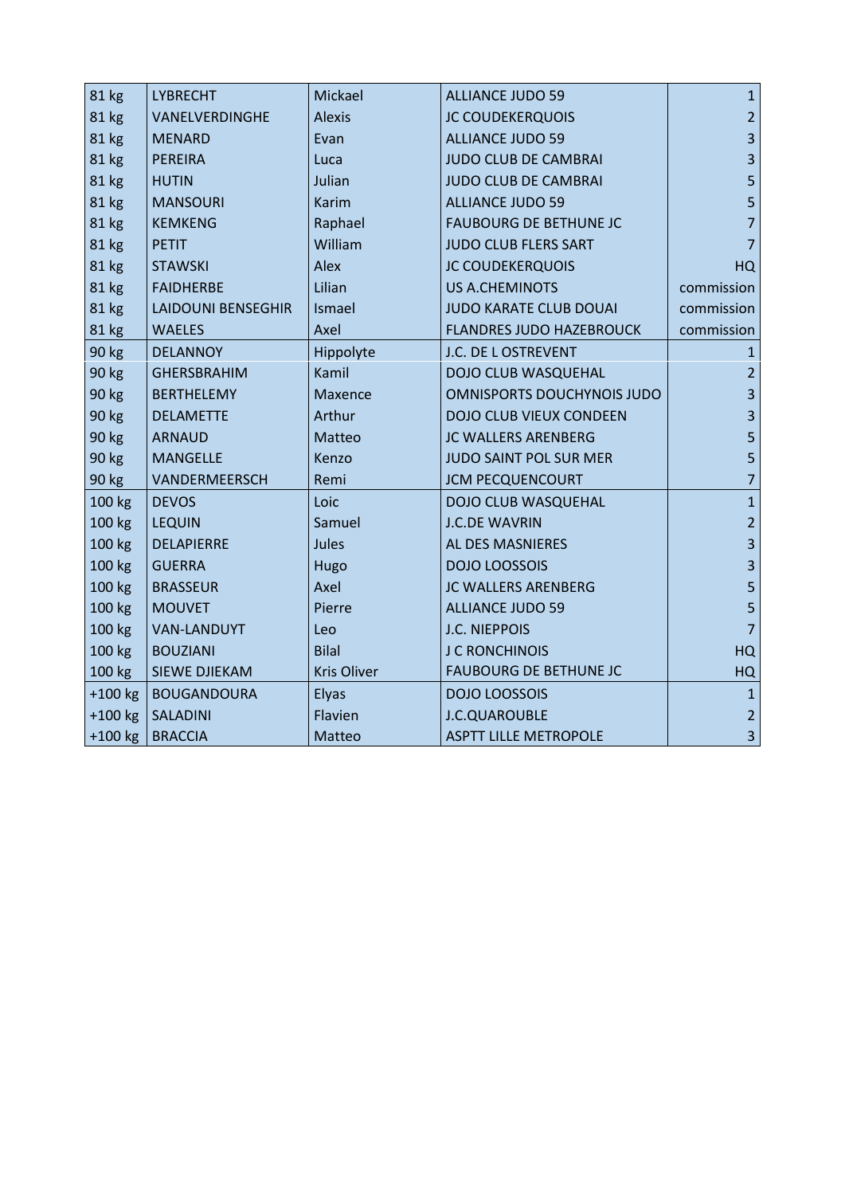| | | | | |
|---|---|---|---|---|
| 81 kg | LYBRECHT | Mickael | ALLIANCE JUDO 59 | 1 |
| 81 kg | VANELVERDINGHE | Alexis | JC COUDEKERQUOIS | 2 |
| 81 kg | MENARD | Evan | ALLIANCE JUDO 59 | 3 |
| 81 kg | PEREIRA | Luca | JUDO CLUB DE CAMBRAI | 3 |
| 81 kg | HUTIN | Julian | JUDO CLUB DE CAMBRAI | 5 |
| 81 kg | MANSOURI | Karim | ALLIANCE JUDO 59 | 5 |
| 81 kg | KEMKENG | Raphael | FAUBOURG DE BETHUNE JC | 7 |
| 81 kg | PETIT | William | JUDO CLUB FLERS SART | 7 |
| 81 kg | STAWSKI | Alex | JC COUDEKERQUOIS | HQ |
| 81 kg | FAIDHERBE | Lilian | US A.CHEMINOTS | commission |
| 81 kg | LAIDOUNI BENSEGHIR | Ismael | JUDO KARATE CLUB DOUAI | commission |
| 81 kg | WAELES | Axel | FLANDRES JUDO HAZEBROUCK | commission |
| 90 kg | DELANNOY | Hippolyte | J.C. DE L OSTREVENT | 1 |
| 90 kg | GHERSBRAHIM | Kamil | DOJO CLUB WASQUEHAL | 2 |
| 90 kg | BERTHELEMY | Maxence | OMNISPORTS DOUCHYNOIS JUDO | 3 |
| 90 kg | DELAMETTE | Arthur | DOJO CLUB VIEUX CONDEEN | 3 |
| 90 kg | ARNAUD | Matteo | JC WALLERS ARENBERG | 5 |
| 90 kg | MANGELLE | Kenzo | JUDO SAINT POL SUR MER | 5 |
| 90 kg | VANDERMEERSCH | Remi | JCM PECQUENCOURT | 7 |
| 100 kg | DEVOS | Loic | DOJO CLUB WASQUEHAL | 1 |
| 100 kg | LEQUIN | Samuel | J.C.DE WAVRIN | 2 |
| 100 kg | DELAPIERRE | Jules | AL DES MASNIERES | 3 |
| 100 kg | GUERRA | Hugo | DOJO LOOSSOIS | 3 |
| 100 kg | BRASSEUR | Axel | JC WALLERS ARENBERG | 5 |
| 100 kg | MOUVET | Pierre | ALLIANCE JUDO 59 | 5 |
| 100 kg | VAN-LANDUYT | Leo | J.C. NIEPPOIS | 7 |
| 100 kg | BOUZIANI | Bilal | J C RONCHINOIS | HQ |
| 100 kg | SIEWE DJIEKAM | Kris Oliver | FAUBOURG DE BETHUNE JC | HQ |
| +100 kg | BOUGANDOURA | Elyas | DOJO LOOSSOIS | 1 |
| +100 kg | SALADINI | Flavien | J.C.QUAROUBLE | 2 |
| +100 kg | BRACCIA | Matteo | ASPTT LILLE METROPOLE | 3 |